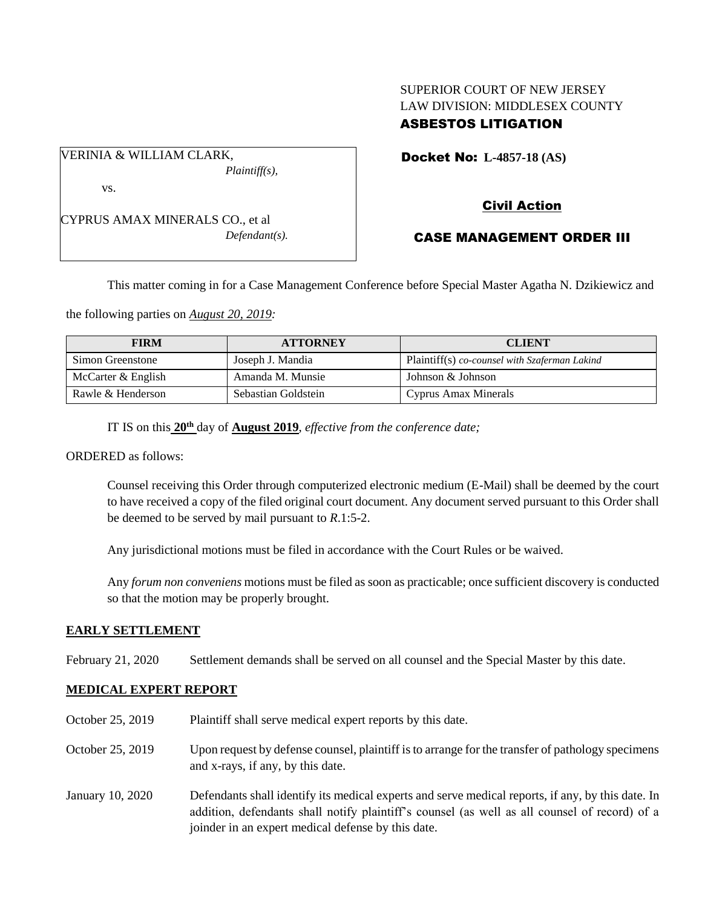SUPERIOR COURT OF NEW JERSEY
LAW DIVISION: MIDDLESEX COUNTY
**ASBESTOS LITIGATION**

VERINIA & WILLIAM CLARK,
*Plaintiff(s),*

vs.

CYPRUS AMAX MINERALS CO., et al
*Defendant(s).*

**Docket No: L-4857-18 (AS)**

**Civil Action**

**CASE MANAGEMENT ORDER III**

This matter coming in for a Case Management Conference before Special Master Agatha N. Dzikiewicz and the following parties on *August 20, 2019:*

| FIRM | ATTORNEY | CLIENT |
|---|---|---|
| Simon Greenstone | Joseph J. Mandia | Plaintiff(s) *co-counsel with Szaferman Lakind* |
| McCarter & English | Amanda M. Munsie | Johnson & Johnson |
| Rawle & Henderson | Sebastian Goldstein | Cyprus Amax Minerals |

IT IS on this **20th** day of **August 2019**, *effective from the conference date;*

ORDERED as follows:

Counsel receiving this Order through computerized electronic medium (E-Mail) shall be deemed by the court to have received a copy of the filed original court document. Any document served pursuant to this Order shall be deemed to be served by mail pursuant to *R*.1:5-2.

Any jurisdictional motions must be filed in accordance with the Court Rules or be waived.

Any *forum non conveniens* motions must be filed as soon as practicable; once sufficient discovery is conducted so that the motion may be properly brought.

**EARLY SETTLEMENT**

February 21, 2020 Settlement demands shall be served on all counsel and the Special Master by this date.

**MEDICAL EXPERT REPORT**

October 25, 2019 Plaintiff shall serve medical expert reports by this date.

October 25, 2019 Upon request by defense counsel, plaintiff is to arrange for the transfer of pathology specimens and x-rays, if any, by this date.

January 10, 2020 Defendants shall identify its medical experts and serve medical reports, if any, by this date. In addition, defendants shall notify plaintiff's counsel (as well as all counsel of record) of a joinder in an expert medical defense by this date.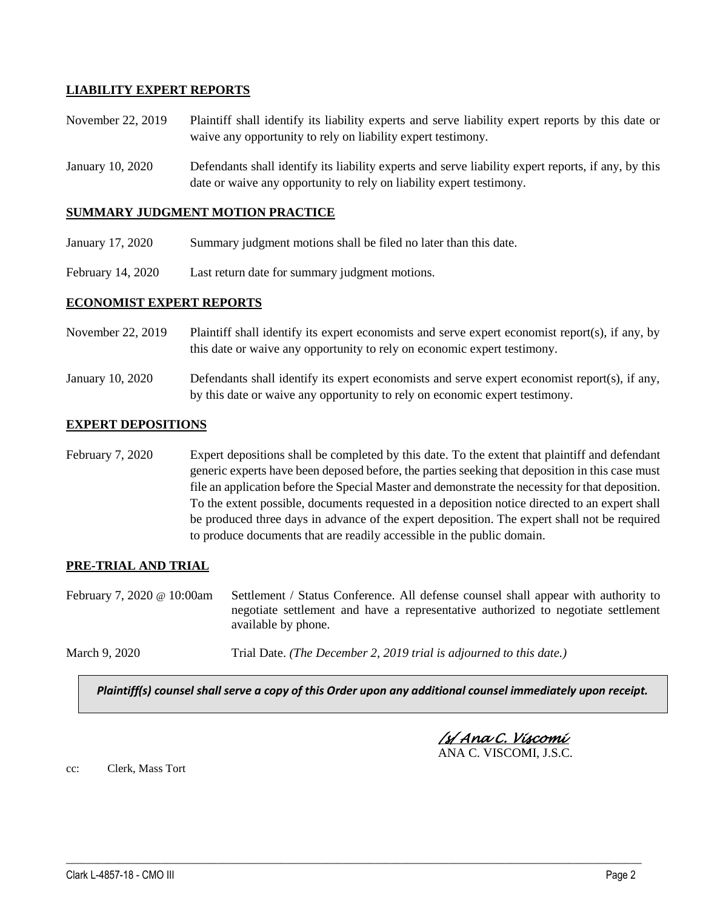## LIABILITY EXPERT REPORTS

November 22, 2019 — Plaintiff shall identify its liability experts and serve liability expert reports by this date or waive any opportunity to rely on liability expert testimony.

January 10, 2020 — Defendants shall identify its liability experts and serve liability expert reports, if any, by this date or waive any opportunity to rely on liability expert testimony.

## SUMMARY JUDGMENT MOTION PRACTICE

January 17, 2020 — Summary judgment motions shall be filed no later than this date.

February 14, 2020 — Last return date for summary judgment motions.

## ECONOMIST EXPERT REPORTS

November 22, 2019 — Plaintiff shall identify its expert economists and serve expert economist report(s), if any, by this date or waive any opportunity to rely on economic expert testimony.

January 10, 2020 — Defendants shall identify its expert economists and serve expert economist report(s), if any, by this date or waive any opportunity to rely on economic expert testimony.

## EXPERT DEPOSITIONS

February 7, 2020 — Expert depositions shall be completed by this date. To the extent that plaintiff and defendant generic experts have been deposed before, the parties seeking that deposition in this case must file an application before the Special Master and demonstrate the necessity for that deposition. To the extent possible, documents requested in a deposition notice directed to an expert shall be produced three days in advance of the expert deposition. The expert shall not be required to produce documents that are readily accessible in the public domain.

## PRE-TRIAL AND TRIAL

February 7, 2020 @ 10:00am — Settlement / Status Conference. All defense counsel shall appear with authority to negotiate settlement and have a representative authorized to negotiate settlement available by phone.

March 9, 2020 — Trial Date. *(The December 2, 2019 trial is adjourned to this date.)*

***Plaintiff(s) counsel shall serve a copy of this Order upon any additional counsel immediately upon receipt.***

/s/ Ana C. Viscomi
ANA C. VISCOMI, J.S.C.

cc: Clerk, Mass Tort